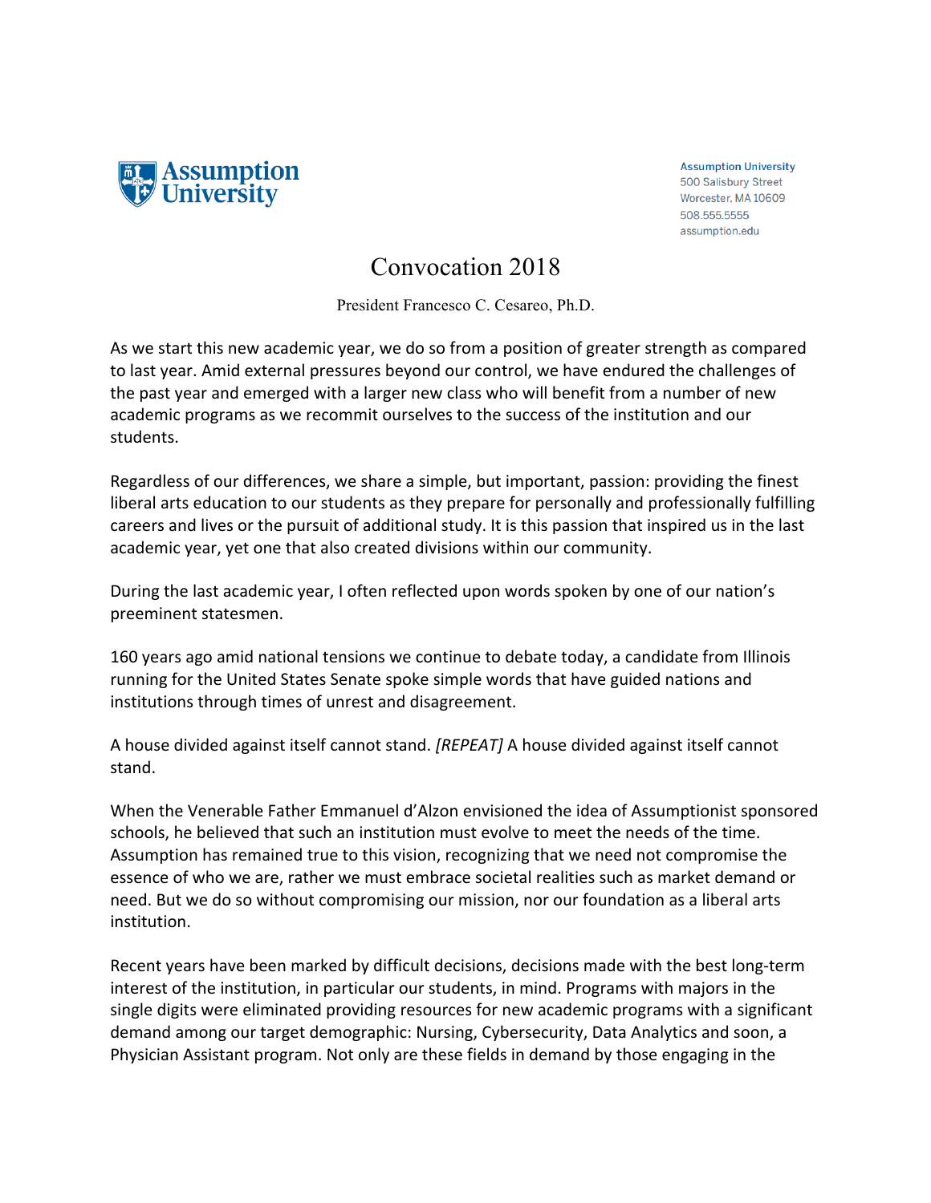Assumption University

Assumption University
500 Salisbury Street
Worcester, MA 10609
508.555.5555
assumption.edu

# Convocation 2018

President Francesco C. Cesareo, Ph.D.

As we start this new academic year, we do so from a position of greater strength as compared to last year. Amid external pressures beyond our control, we have endured the challenges of the past year and emerged with a larger new class who will benefit from a number of new academic programs as we recommit ourselves to the success of the institution and our students.

Regardless of our differences, we share a simple, but important, passion: providing the finest liberal arts education to our students as they prepare for personally and professionally fulfilling careers and lives or the pursuit of additional study. It is this passion that inspired us in the last academic year, yet one that also created divisions within our community.

During the last academic year, I often reflected upon words spoken by one of our nation's preeminent statesmen.

160 years ago amid national tensions we continue to debate today, a candidate from Illinois running for the United States Senate spoke simple words that have guided nations and institutions through times of unrest and disagreement.

A house divided against itself cannot stand. *[REPEAT]* A house divided against itself cannot stand.

When the Venerable Father Emmanuel d'Alzon envisioned the idea of Assumptionist sponsored schools, he believed that such an institution must evolve to meet the needs of the time. Assumption has remained true to this vision, recognizing that we need not compromise the essence of who we are, rather we must embrace societal realities such as market demand or need. But we do so without compromising our mission, nor our foundation as a liberal arts institution.

Recent years have been marked by difficult decisions, decisions made with the best long-term interest of the institution, in particular our students, in mind. Programs with majors in the single digits were eliminated providing resources for new academic programs with a significant demand among our target demographic: Nursing, Cybersecurity, Data Analytics and soon, a Physician Assistant program. Not only are these fields in demand by those engaging in the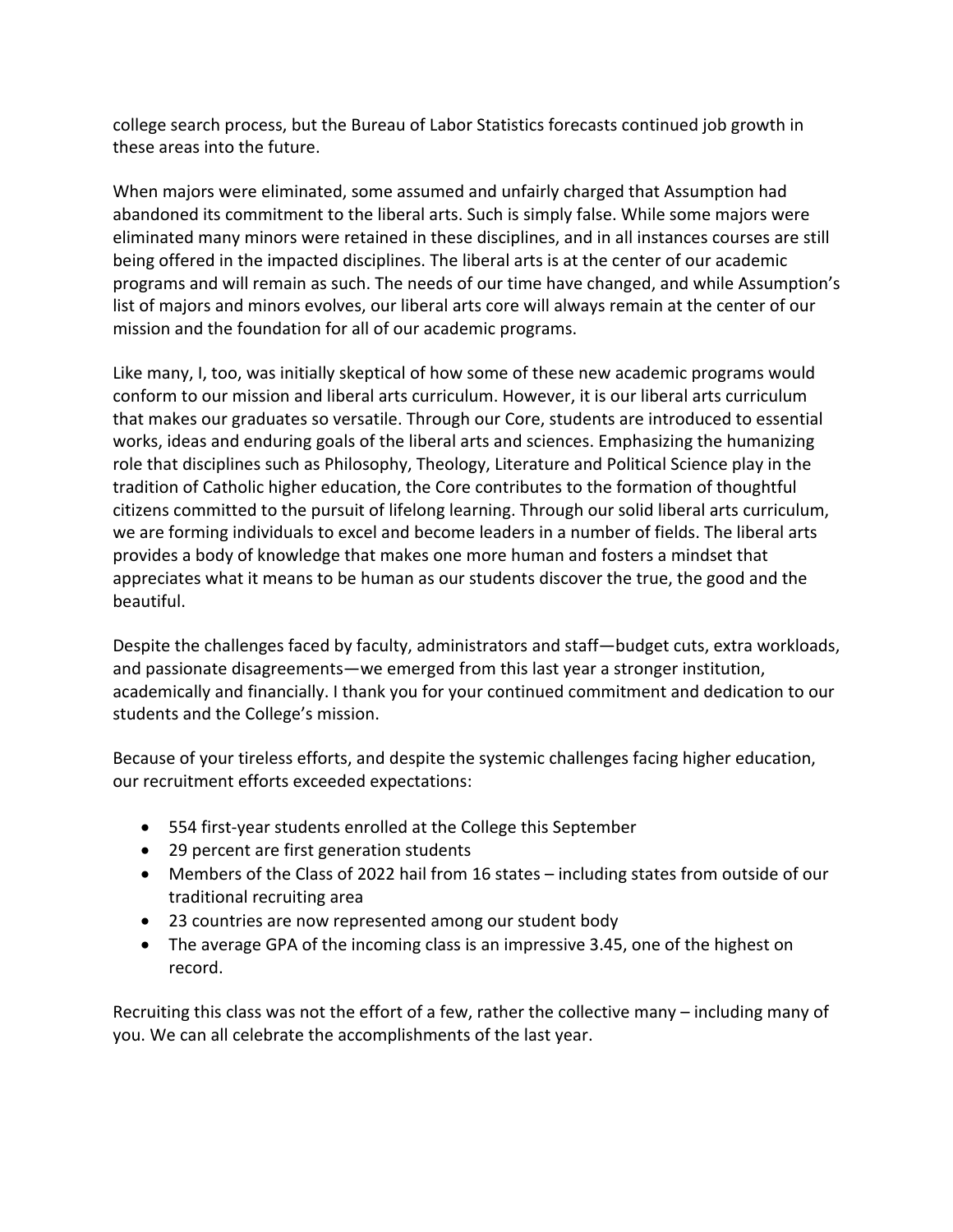college search process, but the Bureau of Labor Statistics forecasts continued job growth in these areas into the future.

When majors were eliminated, some assumed and unfairly charged that Assumption had abandoned its commitment to the liberal arts. Such is simply false. While some majors were eliminated many minors were retained in these disciplines, and in all instances courses are still being offered in the impacted disciplines. The liberal arts is at the center of our academic programs and will remain as such. The needs of our time have changed, and while Assumption's list of majors and minors evolves, our liberal arts core will always remain at the center of our mission and the foundation for all of our academic programs.

Like many, I, too, was initially skeptical of how some of these new academic programs would conform to our mission and liberal arts curriculum. However, it is our liberal arts curriculum that makes our graduates so versatile. Through our Core, students are introduced to essential works, ideas and enduring goals of the liberal arts and sciences. Emphasizing the humanizing role that disciplines such as Philosophy, Theology, Literature and Political Science play in the tradition of Catholic higher education, the Core contributes to the formation of thoughtful citizens committed to the pursuit of lifelong learning. Through our solid liberal arts curriculum, we are forming individuals to excel and become leaders in a number of fields. The liberal arts provides a body of knowledge that makes one more human and fosters a mindset that appreciates what it means to be human as our students discover the true, the good and the beautiful.

Despite the challenges faced by faculty, administrators and staff—budget cuts, extra workloads, and passionate disagreements—we emerged from this last year a stronger institution, academically and financially. I thank you for your continued commitment and dedication to our students and the College's mission.

Because of your tireless efforts, and despite the systemic challenges facing higher education, our recruitment efforts exceeded expectations:

- 554 first-year students enrolled at the College this September
- 29 percent are first generation students
- Members of the Class of 2022 hail from 16 states – including states from outside of our traditional recruiting area
- 23 countries are now represented among our student body
- The average GPA of the incoming class is an impressive 3.45, one of the highest on record.

Recruiting this class was not the effort of a few, rather the collective many – including many of you. We can all celebrate the accomplishments of the last year.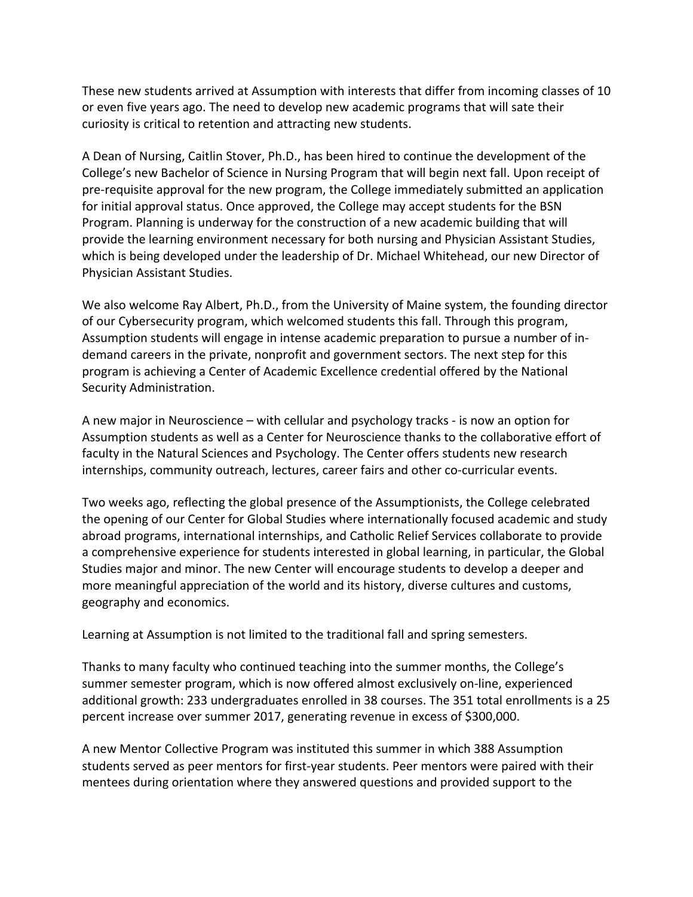These new students arrived at Assumption with interests that differ from incoming classes of 10 or even five years ago. The need to develop new academic programs that will sate their curiosity is critical to retention and attracting new students.

A Dean of Nursing, Caitlin Stover, Ph.D., has been hired to continue the development of the College's new Bachelor of Science in Nursing Program that will begin next fall. Upon receipt of pre-requisite approval for the new program, the College immediately submitted an application for initial approval status. Once approved, the College may accept students for the BSN Program. Planning is underway for the construction of a new academic building that will provide the learning environment necessary for both nursing and Physician Assistant Studies, which is being developed under the leadership of Dr. Michael Whitehead, our new Director of Physician Assistant Studies.

We also welcome Ray Albert, Ph.D., from the University of Maine system, the founding director of our Cybersecurity program, which welcomed students this fall. Through this program, Assumption students will engage in intense academic preparation to pursue a number of in-demand careers in the private, nonprofit and government sectors. The next step for this program is achieving a Center of Academic Excellence credential offered by the National Security Administration.

A new major in Neuroscience – with cellular and psychology tracks - is now an option for Assumption students as well as a Center for Neuroscience thanks to the collaborative effort of faculty in the Natural Sciences and Psychology. The Center offers students new research internships, community outreach, lectures, career fairs and other co-curricular events.

Two weeks ago, reflecting the global presence of the Assumptionists, the College celebrated the opening of our Center for Global Studies where internationally focused academic and study abroad programs, international internships, and Catholic Relief Services collaborate to provide a comprehensive experience for students interested in global learning, in particular, the Global Studies major and minor. The new Center will encourage students to develop a deeper and more meaningful appreciation of the world and its history, diverse cultures and customs, geography and economics.

Learning at Assumption is not limited to the traditional fall and spring semesters.

Thanks to many faculty who continued teaching into the summer months, the College's summer semester program, which is now offered almost exclusively on-line, experienced additional growth: 233 undergraduates enrolled in 38 courses. The 351 total enrollments is a 25 percent increase over summer 2017, generating revenue in excess of $300,000.

A new Mentor Collective Program was instituted this summer in which 388 Assumption students served as peer mentors for first-year students. Peer mentors were paired with their mentees during orientation where they answered questions and provided support to the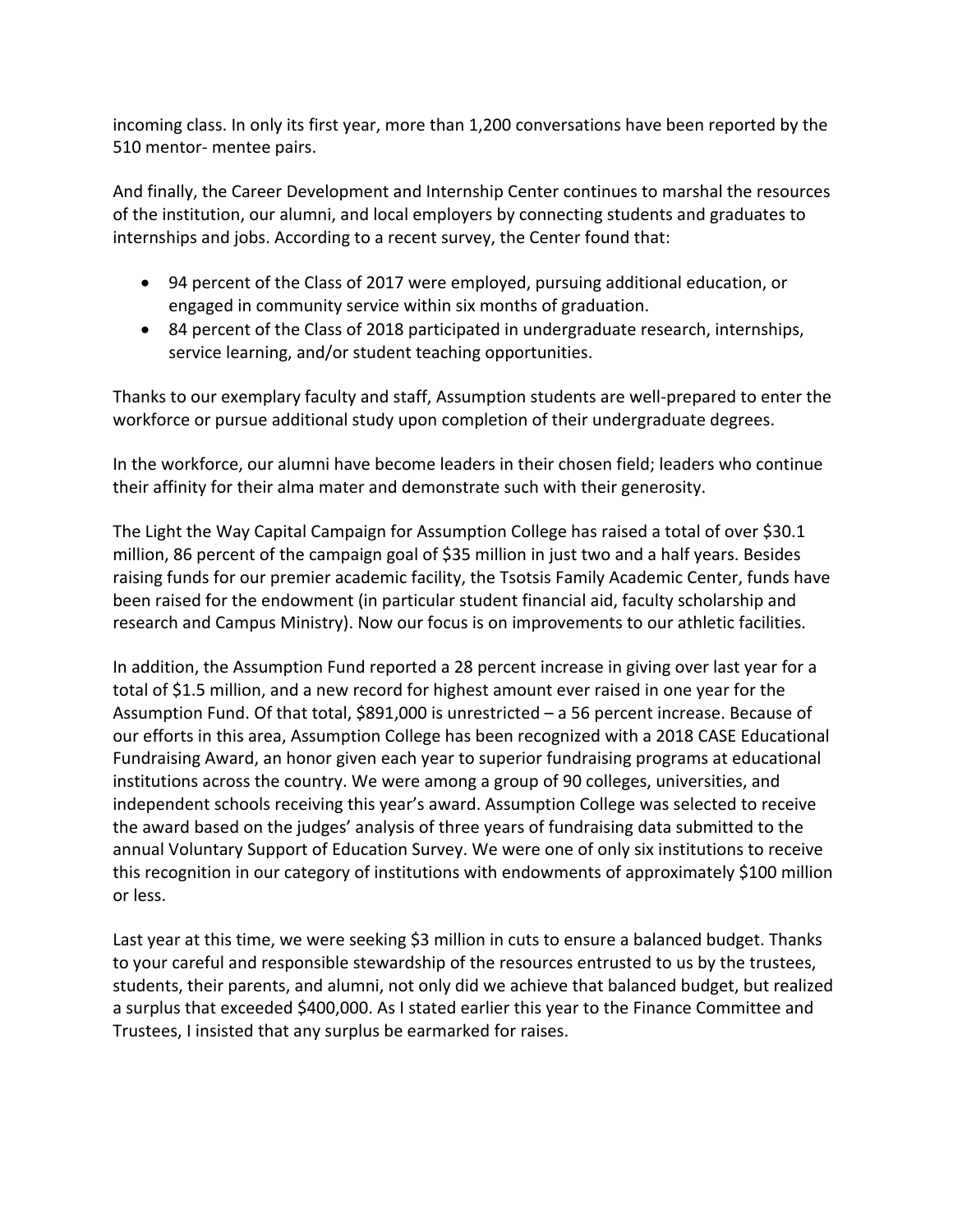incoming class. In only its first year, more than 1,200 conversations have been reported by the 510 mentor- mentee pairs.

And finally, the Career Development and Internship Center continues to marshal the resources of the institution, our alumni, and local employers by connecting students and graduates to internships and jobs. According to a recent survey, the Center found that:

- 94 percent of the Class of 2017 were employed, pursuing additional education, or engaged in community service within six months of graduation.
- 84 percent of the Class of 2018 participated in undergraduate research, internships, service learning, and/or student teaching opportunities.

Thanks to our exemplary faculty and staff, Assumption students are well-prepared to enter the workforce or pursue additional study upon completion of their undergraduate degrees.

In the workforce, our alumni have become leaders in their chosen field; leaders who continue their affinity for their alma mater and demonstrate such with their generosity.

The Light the Way Capital Campaign for Assumption College has raised a total of over $30.1 million, 86 percent of the campaign goal of $35 million in just two and a half years. Besides raising funds for our premier academic facility, the Tsotsis Family Academic Center, funds have been raised for the endowment (in particular student financial aid, faculty scholarship and research and Campus Ministry). Now our focus is on improvements to our athletic facilities.

In addition, the Assumption Fund reported a 28 percent increase in giving over last year for a total of $1.5 million, and a new record for highest amount ever raised in one year for the Assumption Fund. Of that total, $891,000 is unrestricted – a 56 percent increase. Because of our efforts in this area, Assumption College has been recognized with a 2018 CASE Educational Fundraising Award, an honor given each year to superior fundraising programs at educational institutions across the country. We were among a group of 90 colleges, universities, and independent schools receiving this year's award. Assumption College was selected to receive the award based on the judges' analysis of three years of fundraising data submitted to the annual Voluntary Support of Education Survey. We were one of only six institutions to receive this recognition in our category of institutions with endowments of approximately $100 million or less.

Last year at this time, we were seeking $3 million in cuts to ensure a balanced budget. Thanks to your careful and responsible stewardship of the resources entrusted to us by the trustees, students, their parents, and alumni, not only did we achieve that balanced budget, but realized a surplus that exceeded $400,000. As I stated earlier this year to the Finance Committee and Trustees, I insisted that any surplus be earmarked for raises.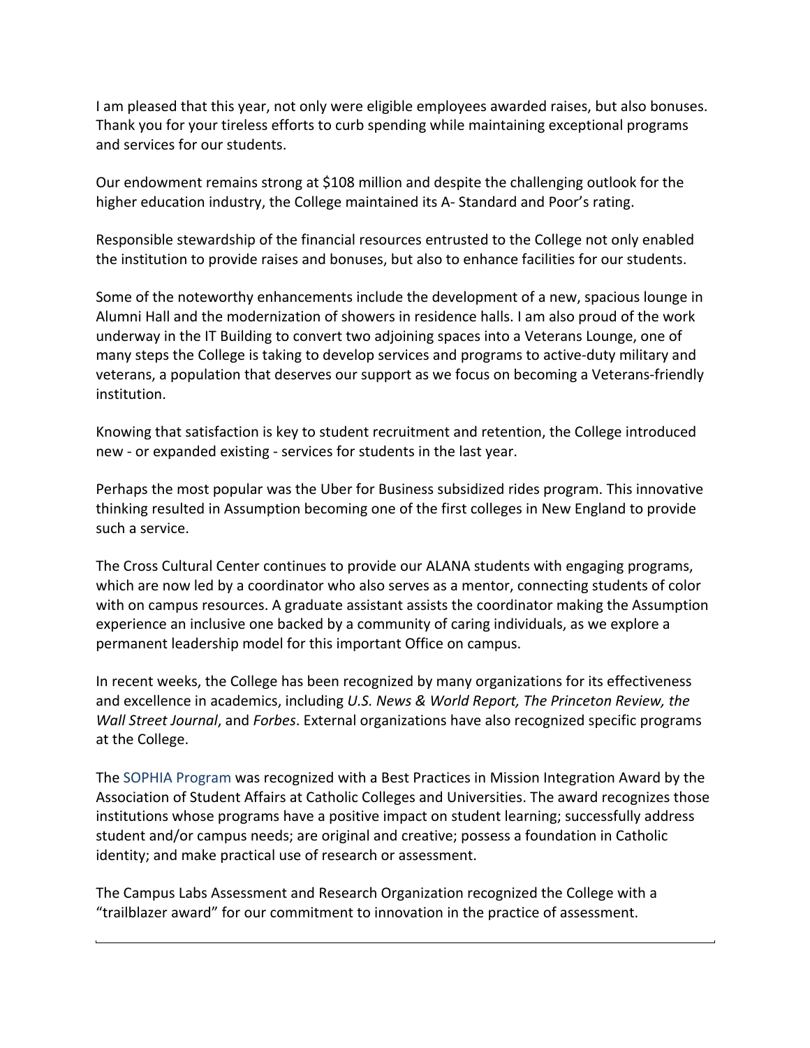I am pleased that this year, not only were eligible employees awarded raises, but also bonuses. Thank you for your tireless efforts to curb spending while maintaining exceptional programs and services for our students.

Our endowment remains strong at $108 million and despite the challenging outlook for the higher education industry, the College maintained its A- Standard and Poor's rating.

Responsible stewardship of the financial resources entrusted to the College not only enabled the institution to provide raises and bonuses, but also to enhance facilities for our students.

Some of the noteworthy enhancements include the development of a new, spacious lounge in Alumni Hall and the modernization of showers in residence halls. I am also proud of the work underway in the IT Building to convert two adjoining spaces into a Veterans Lounge, one of many steps the College is taking to develop services and programs to active-duty military and veterans, a population that deserves our support as we focus on becoming a Veterans-friendly institution.

Knowing that satisfaction is key to student recruitment and retention, the College introduced new - or expanded existing - services for students in the last year.

Perhaps the most popular was the Uber for Business subsidized rides program. This innovative thinking resulted in Assumption becoming one of the first colleges in New England to provide such a service.

The Cross Cultural Center continues to provide our ALANA students with engaging programs, which are now led by a coordinator who also serves as a mentor, connecting students of color with on campus resources. A graduate assistant assists the coordinator making the Assumption experience an inclusive one backed by a community of caring individuals, as we explore a permanent leadership model for this important Office on campus.

In recent weeks, the College has been recognized by many organizations for its effectiveness and excellence in academics, including *U.S. News & World Report, The Princeton Review, the Wall Street Journal*, and *Forbes*. External organizations have also recognized specific programs at the College.

The SOPHIA Program was recognized with a Best Practices in Mission Integration Award by the Association of Student Affairs at Catholic Colleges and Universities. The award recognizes those institutions whose programs have a positive impact on student learning; successfully address student and/or campus needs; are original and creative; possess a foundation in Catholic identity; and make practical use of research or assessment.

The Campus Labs Assessment and Research Organization recognized the College with a "trailblazer award" for our commitment to innovation in the practice of assessment.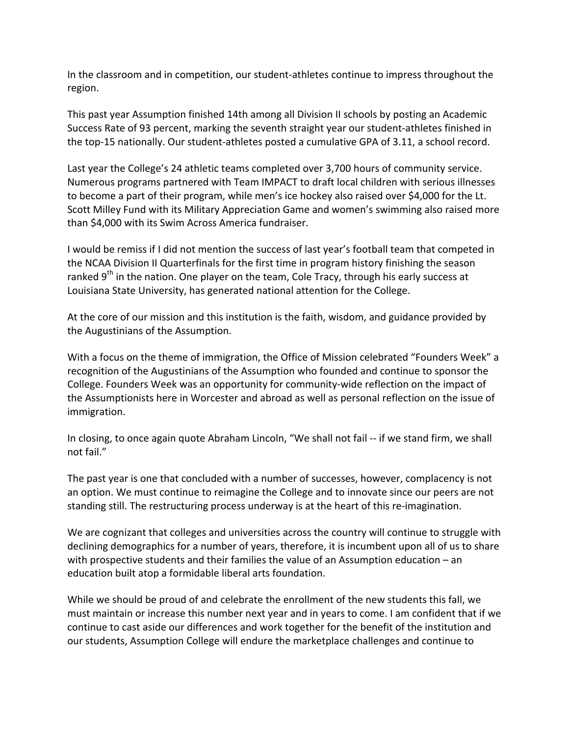In the classroom and in competition, our student-athletes continue to impress throughout the region.

This past year Assumption finished 14th among all Division II schools by posting an Academic Success Rate of 93 percent, marking the seventh straight year our student-athletes finished in the top-15 nationally. Our student-athletes posted a cumulative GPA of 3.11, a school record.

Last year the College's 24 athletic teams completed over 3,700 hours of community service. Numerous programs partnered with Team IMPACT to draft local children with serious illnesses to become a part of their program, while men's ice hockey also raised over $4,000 for the Lt. Scott Milley Fund with its Military Appreciation Game and women's swimming also raised more than $4,000 with its Swim Across America fundraiser.

I would be remiss if I did not mention the success of last year's football team that competed in the NCAA Division II Quarterfinals for the first time in program history finishing the season ranked 9th in the nation. One player on the team, Cole Tracy, through his early success at Louisiana State University, has generated national attention for the College.

At the core of our mission and this institution is the faith, wisdom, and guidance provided by the Augustinians of the Assumption.

With a focus on the theme of immigration, the Office of Mission celebrated "Founders Week" a recognition of the Augustinians of the Assumption who founded and continue to sponsor the College. Founders Week was an opportunity for community-wide reflection on the impact of the Assumptionists here in Worcester and abroad as well as personal reflection on the issue of immigration.

In closing, to once again quote Abraham Lincoln, "We shall not fail -- if we stand firm, we shall not fail."

The past year is one that concluded with a number of successes, however, complacency is not an option. We must continue to reimagine the College and to innovate since our peers are not standing still. The restructuring process underway is at the heart of this re-imagination.

We are cognizant that colleges and universities across the country will continue to struggle with declining demographics for a number of years, therefore, it is incumbent upon all of us to share with prospective students and their families the value of an Assumption education – an education built atop a formidable liberal arts foundation.

While we should be proud of and celebrate the enrollment of the new students this fall, we must maintain or increase this number next year and in years to come. I am confident that if we continue to cast aside our differences and work together for the benefit of the institution and our students, Assumption College will endure the marketplace challenges and continue to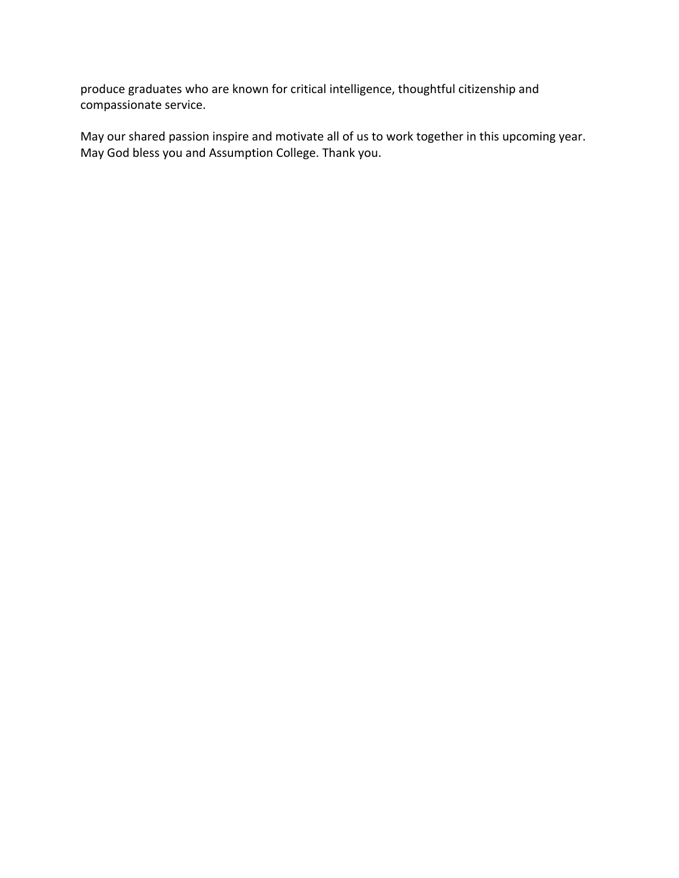produce graduates who are known for critical intelligence, thoughtful citizenship and compassionate service.

May our shared passion inspire and motivate all of us to work together in this upcoming year. May God bless you and Assumption College. Thank you.